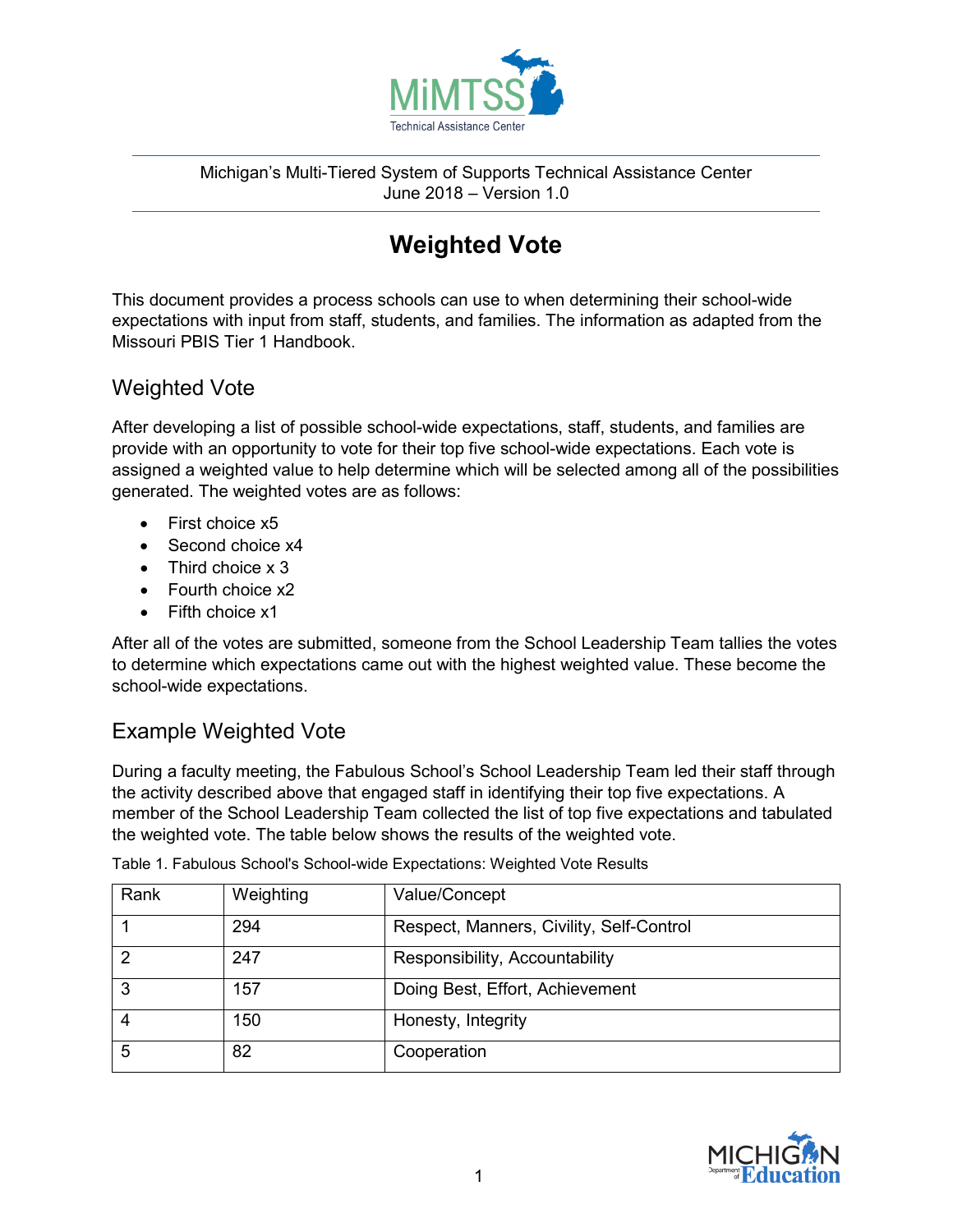MiMTSS Technical Assistance Center

Michigan's Multi-Tiered System of Supports Technical Assistance Center
June 2018 – Version 1.0

# Weighted Vote

This document provides a process schools can use to when determining their school-wide expectations with input from staff, students, and families. The information as adapted from the Missouri PBIS Tier 1 Handbook.

## Weighted Vote

After developing a list of possible school-wide expectations, staff, students, and families are provide with an opportunity to vote for their top five school-wide expectations. Each vote is assigned a weighted value to help determine which will be selected among all of the possibilities generated. The weighted votes are as follows:

- First choice x5
- Second choice x4
- Third choice x 3
- Fourth choice x2
- Fifth choice x1

After all of the votes are submitted, someone from the School Leadership Team tallies the votes to determine which expectations came out with the highest weighted value. These become the school-wide expectations.

## Example Weighted Vote

During a faculty meeting, the Fabulous School's School Leadership Team led their staff through the activity described above that engaged staff in identifying their top five expectations. A member of the School Leadership Team collected the list of top five expectations and tabulated the weighted vote. The table below shows the results of the weighted vote.

Table 1. Fabulous School's School-wide Expectations: Weighted Vote Results

| Rank | Weighting | Value/Concept |
|---|---|---|
| 1 | 294 | Respect, Manners, Civility, Self-Control |
| 2 | 247 | Responsibility, Accountability |
| 3 | 157 | Doing Best, Effort, Achievement |
| 4 | 150 | Honesty, Integrity |
| 5 | 82 | Cooperation |

Michigan Department of Education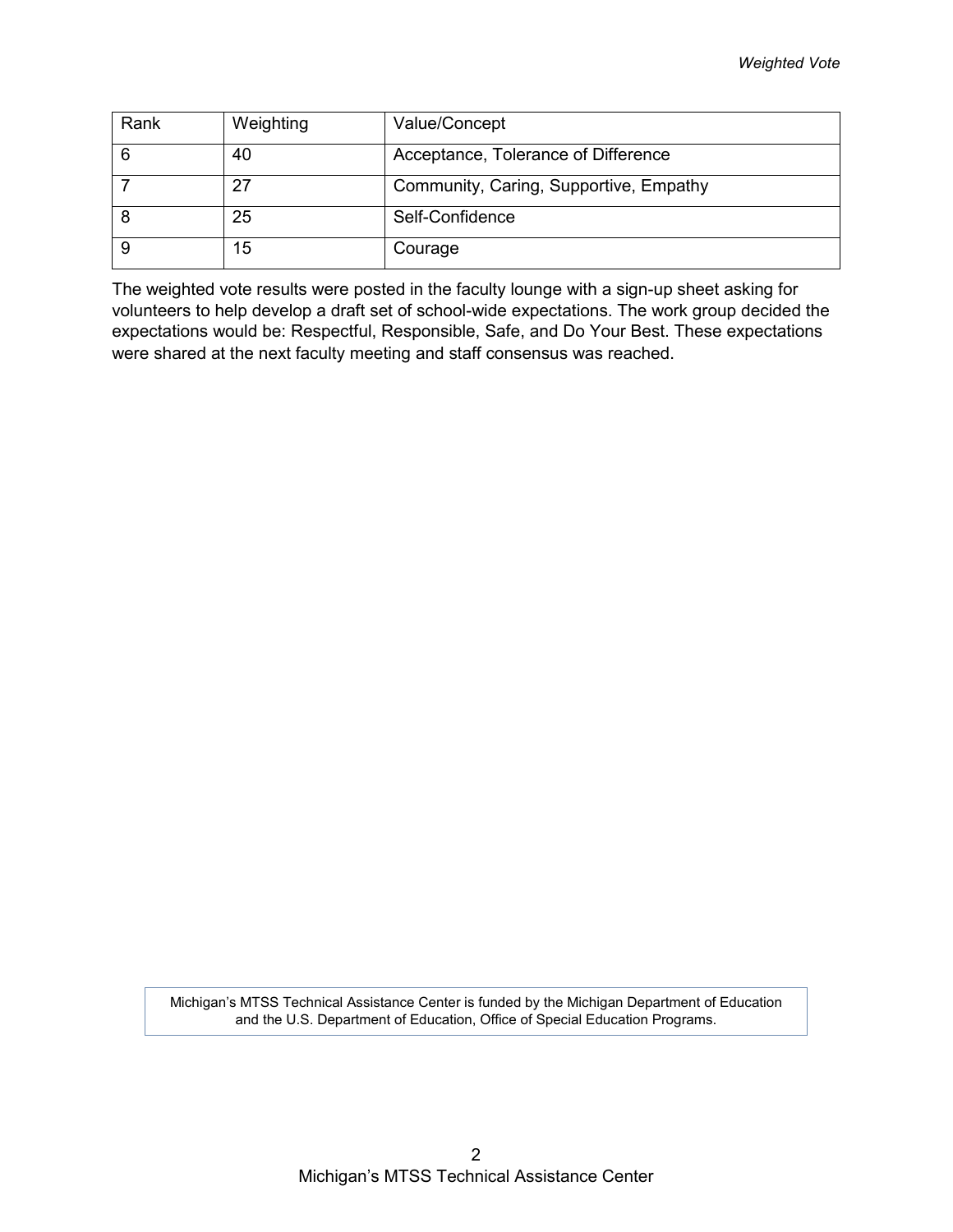| Rank | Weighting | Value/Concept |
| --- | --- | --- |
| 6 | 40 | Acceptance, Tolerance of Difference |
| 7 | 27 | Community, Caring, Supportive, Empathy |
| 8 | 25 | Self-Confidence |
| 9 | 15 | Courage |

The weighted vote results were posted in the faculty lounge with a sign-up sheet asking for volunteers to help develop a draft set of school-wide expectations. The work group decided the expectations would be: Respectful, Responsible, Safe, and Do Your Best. These expectations were shared at the next faculty meeting and staff consensus was reached.

Michigan's MTSS Technical Assistance Center is funded by the Michigan Department of Education and the U.S. Department of Education, Office of Special Education Programs.